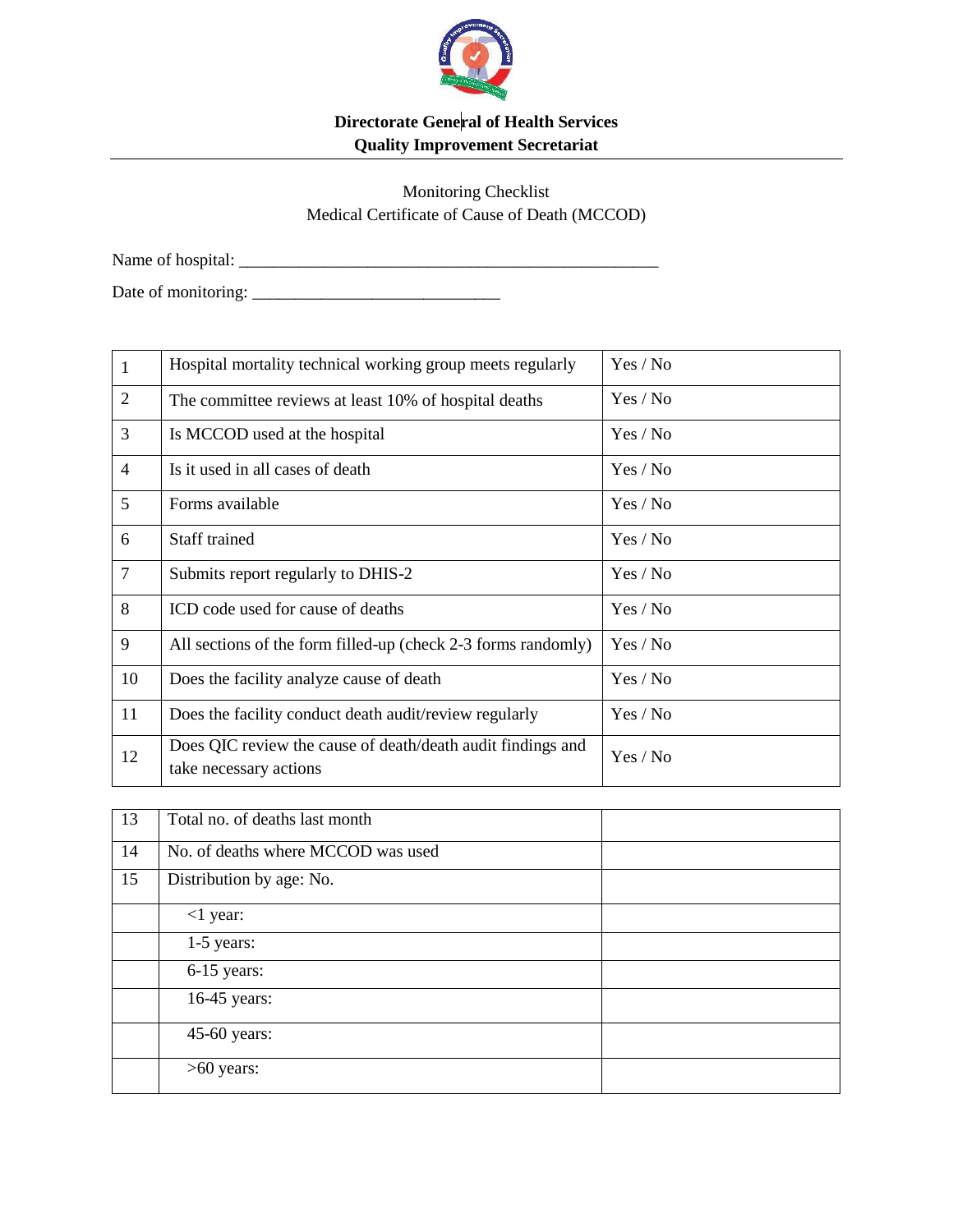**Directorate General of Health Services**
**Quality Improvement Secretariat**

Monitoring Checklist
Medical Certificate of Cause of Death (MCCOD)

Name of hospital: ___________________________________________________

Date of monitoring: _____________________________

| | | |
|---|---|---|
| 1 | Hospital mortality technical working group meets regularly | Yes / No |
| 2 | The committee reviews at least 10% of hospital deaths | Yes / No |
| 3 | Is MCCOD used at the hospital | Yes / No |
| 4 | Is it used in all cases of death | Yes / No |
| 5 | Forms available | Yes / No |
| 6 | Staff trained | Yes / No |
| 7 | Submits report regularly to DHIS-2 | Yes / No |
| 8 | ICD code used for cause of deaths | Yes / No |
| 9 | All sections of the form filled-up (check 2-3 forms randomly) | Yes / No |
| 10 | Does the facility analyze cause of death | Yes / No |
| 11 | Does the facility conduct death audit/review regularly | Yes / No |
| 12 | Does QIC review the cause of death/death audit findings and take necessary actions | Yes / No |

| | | |
|---|---|---|
| 13 | Total no. of deaths last month | |
| 14 | No. of deaths where MCCOD was used | |
| 15 | Distribution by age: No. | |
| | <1 year: | |
| | 1-5 years: | |
| | 6-15 years: | |
| | 16-45 years: | |
| | 45-60 years: | |
| | >60 years: | |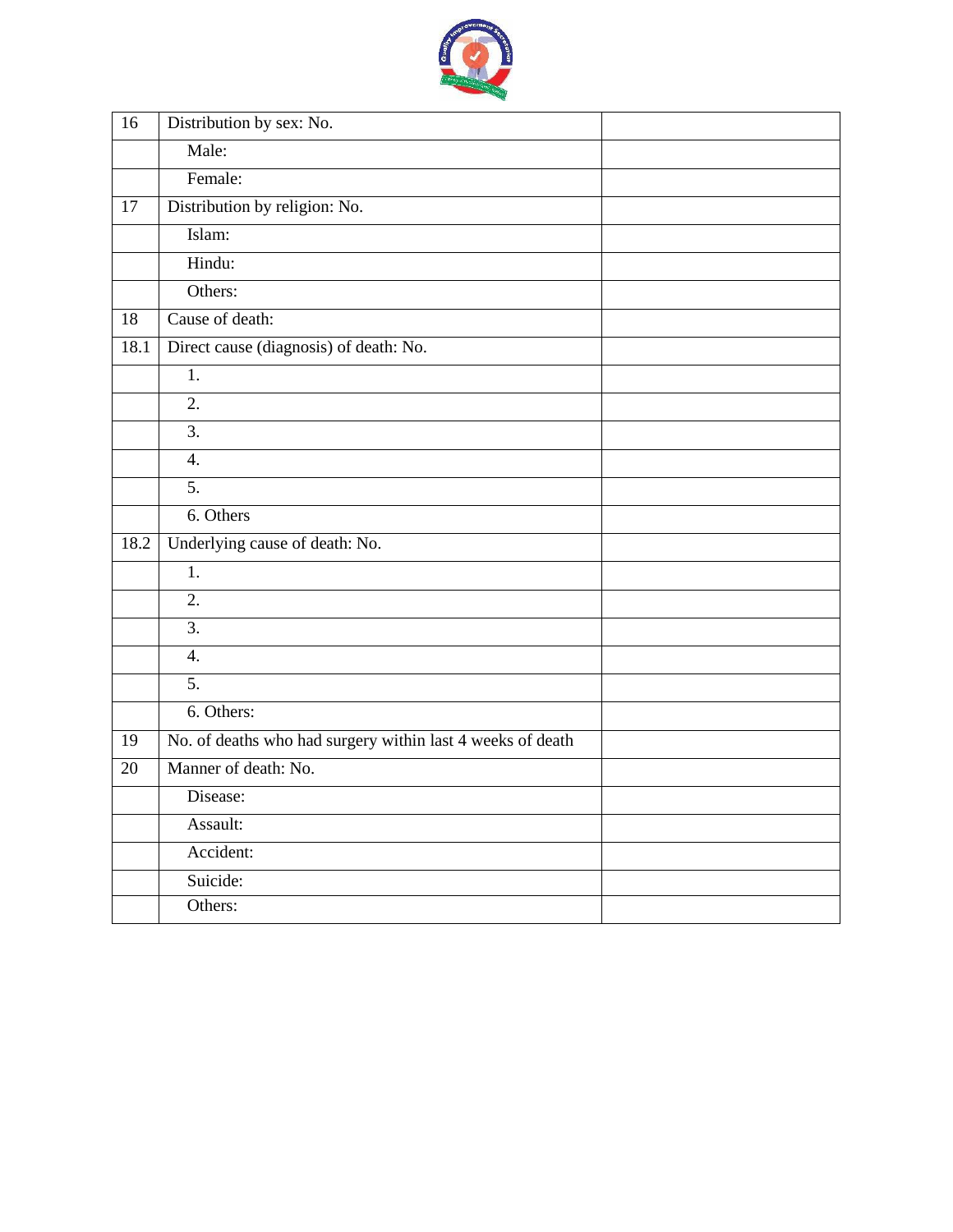| | | |
|---|---|---|
| 16 | Distribution by sex: No. | |
| | Male: | |
| | Female: | |
| 17 | Distribution by religion: No. | |
| | Islam: | |
| | Hindu: | |
| | Others: | |
| 18 | Cause of death: | |
| 18.1 | Direct cause (diagnosis) of death: No. | |
| | 1. | |
| | 2. | |
| | 3. | |
| | 4. | |
| | 5. | |
| | 6. Others | |
| 18.2 | Underlying cause of death: No. | |
| | 1. | |
| | 2. | |
| | 3. | |
| | 4. | |
| | 5. | |
| | 6. Others: | |
| 19 | No. of deaths who had surgery within last 4 weeks of death | |
| 20 | Manner of death: No. | |
| | Disease: | |
| | Assault: | |
| | Accident: | |
| | Suicide: | |
| | Others: | |